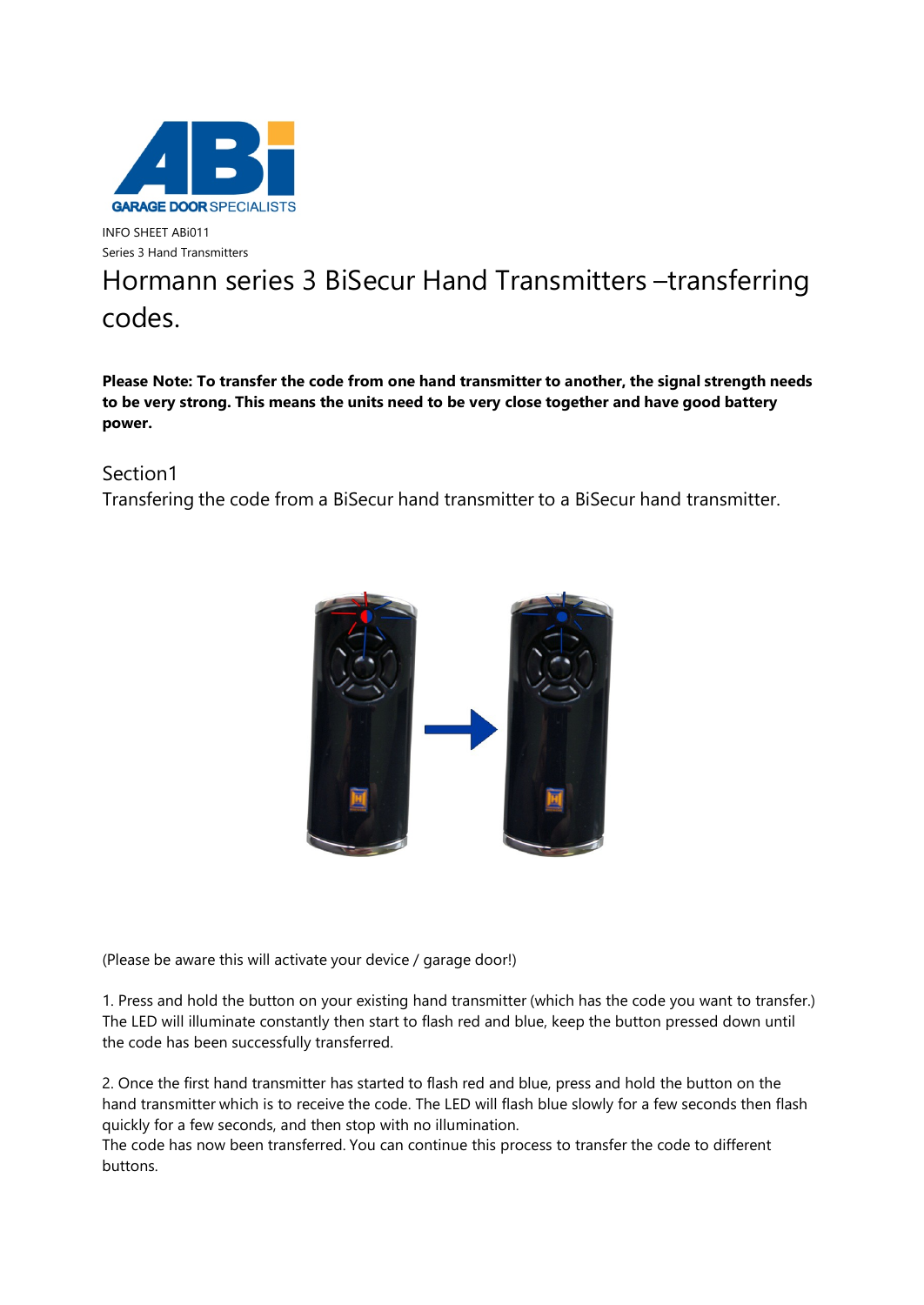INFO SHEET ABi011

Series 3 Hand Transmitters

# Hormann series 3 BiSecur Hand Transmitters –transferring codes.

**Please Note: To transfer the code from one hand transmitter to another, the signal strength needs to be very strong. This means the units need to be very close together and have good battery power.**

## Section1

Transfering the code from a BiSecur hand transmitter to a BiSecur hand transmitter.

(Please be aware this will activate your device / garage door!)

1. Press and hold the button on your existing hand transmitter (which has the code you want to transfer.) The LED will illuminate constantly then start to flash red and blue, keep the button pressed down until the code has been successfully transferred.

2. Once the first hand transmitter has started to flash red and blue, press and hold the button on the hand transmitter which is to receive the code. The LED will flash blue slowly for a few seconds then flash quickly for a few seconds, and then stop with no illumination.
The code has now been transferred. You can continue this process to transfer the code to different buttons.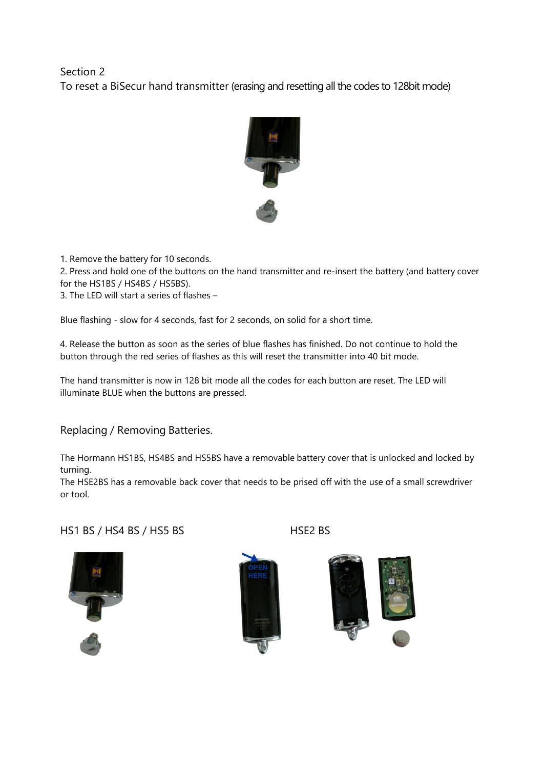## Section 2

To reset a BiSecur hand transmitter (erasing and resetting all the codes to 128bit mode)

1. Remove the battery for 10 seconds.
2. Press and hold one of the buttons on the hand transmitter and re-insert the battery (and battery cover for the HS1BS / HS4BS / HS5BS).
3. The LED will start a series of flashes –

Blue flashing - slow for 4 seconds, fast for 2 seconds, on solid for a short time.

4. Release the button as soon as the series of blue flashes has finished. Do not continue to hold the button through the red series of flashes as this will reset the transmitter into 40 bit mode.

The hand transmitter is now in 128 bit mode all the codes for each button are reset. The LED will illuminate BLUE when the buttons are pressed.

## Replacing / Removing Batteries.

The Hormann HS1BS, HS4BS and HS5BS have a removable battery cover that is unlocked and locked by turning.

The HSE2BS has a removable back cover that needs to be prised off with the use of a small screwdriver or tool.

### HS1 BS / HS4 BS / HS5 BS

### HSE2 BS

OPEN HERE